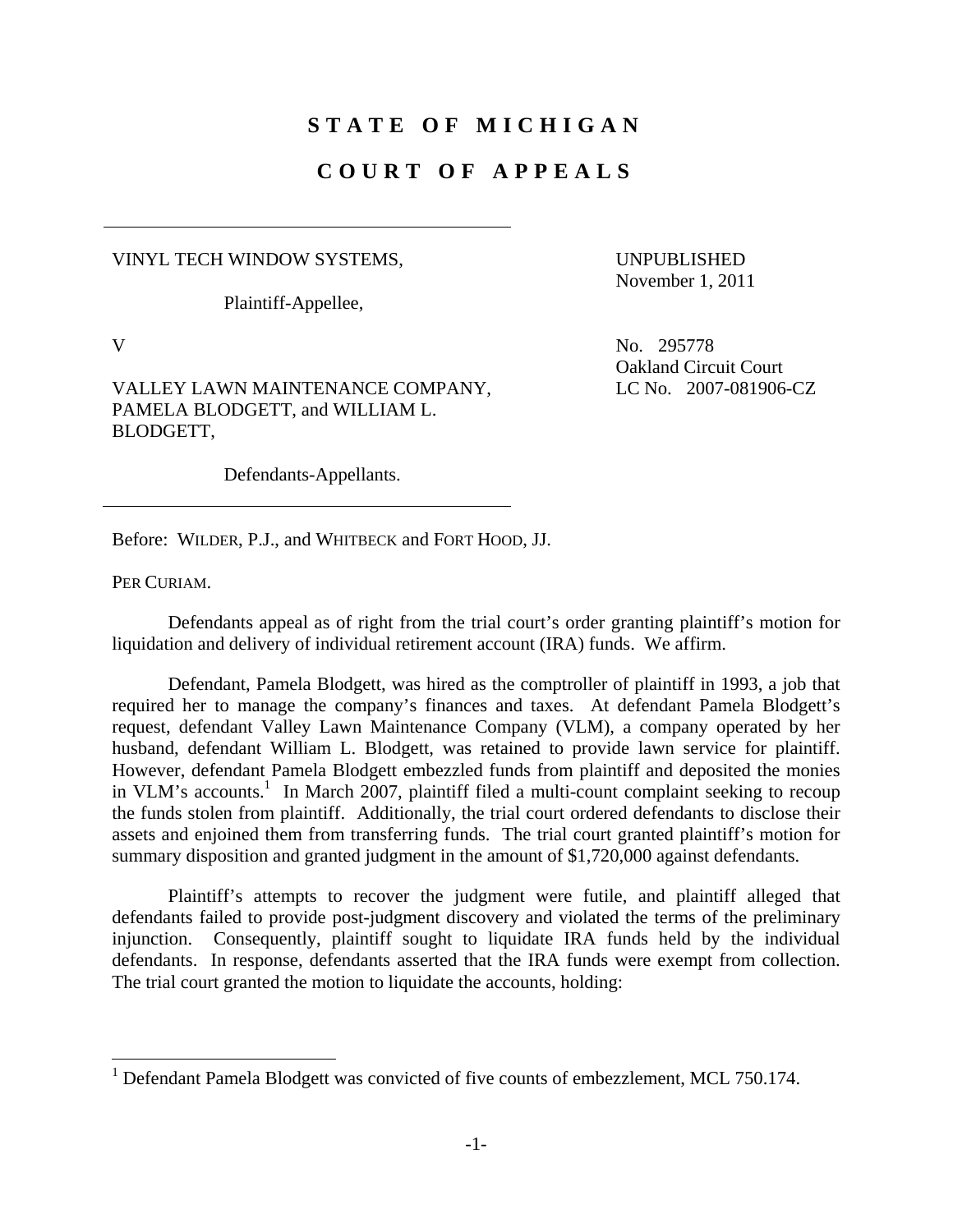# STATE OF MICHIGAN

# COURT OF APPEALS

VINYL TECH WINDOW SYSTEMS,

Plaintiff-Appellee,

V

VALLEY LAWN MAINTENANCE COMPANY, PAMELA BLODGETT, and WILLIAM L. BLODGETT,

Defendants-Appellants.

UNPUBLISHED
November 1, 2011

No. 295778
Oakland Circuit Court
LC No. 2007-081906-CZ

Before: WILDER, P.J., and WHITBECK and FORT HOOD, JJ.

PER CURIAM.

Defendants appeal as of right from the trial court's order granting plaintiff's motion for liquidation and delivery of individual retirement account (IRA) funds. We affirm.

Defendant, Pamela Blodgett, was hired as the comptroller of plaintiff in 1993, a job that required her to manage the company's finances and taxes. At defendant Pamela Blodgett's request, defendant Valley Lawn Maintenance Company (VLM), a company operated by her husband, defendant William L. Blodgett, was retained to provide lawn service for plaintiff. However, defendant Pamela Blodgett embezzled funds from plaintiff and deposited the monies in VLM's accounts.[1] In March 2007, plaintiff filed a multi-count complaint seeking to recoup the funds stolen from plaintiff. Additionally, the trial court ordered defendants to disclose their assets and enjoined them from transferring funds. The trial court granted plaintiff's motion for summary disposition and granted judgment in the amount of $1,720,000 against defendants.

Plaintiff's attempts to recover the judgment were futile, and plaintiff alleged that defendants failed to provide post-judgment discovery and violated the terms of the preliminary injunction. Consequently, plaintiff sought to liquidate IRA funds held by the individual defendants. In response, defendants asserted that the IRA funds were exempt from collection. The trial court granted the motion to liquidate the accounts, holding:

[1] Defendant Pamela Blodgett was convicted of five counts of embezzlement, MCL 750.174.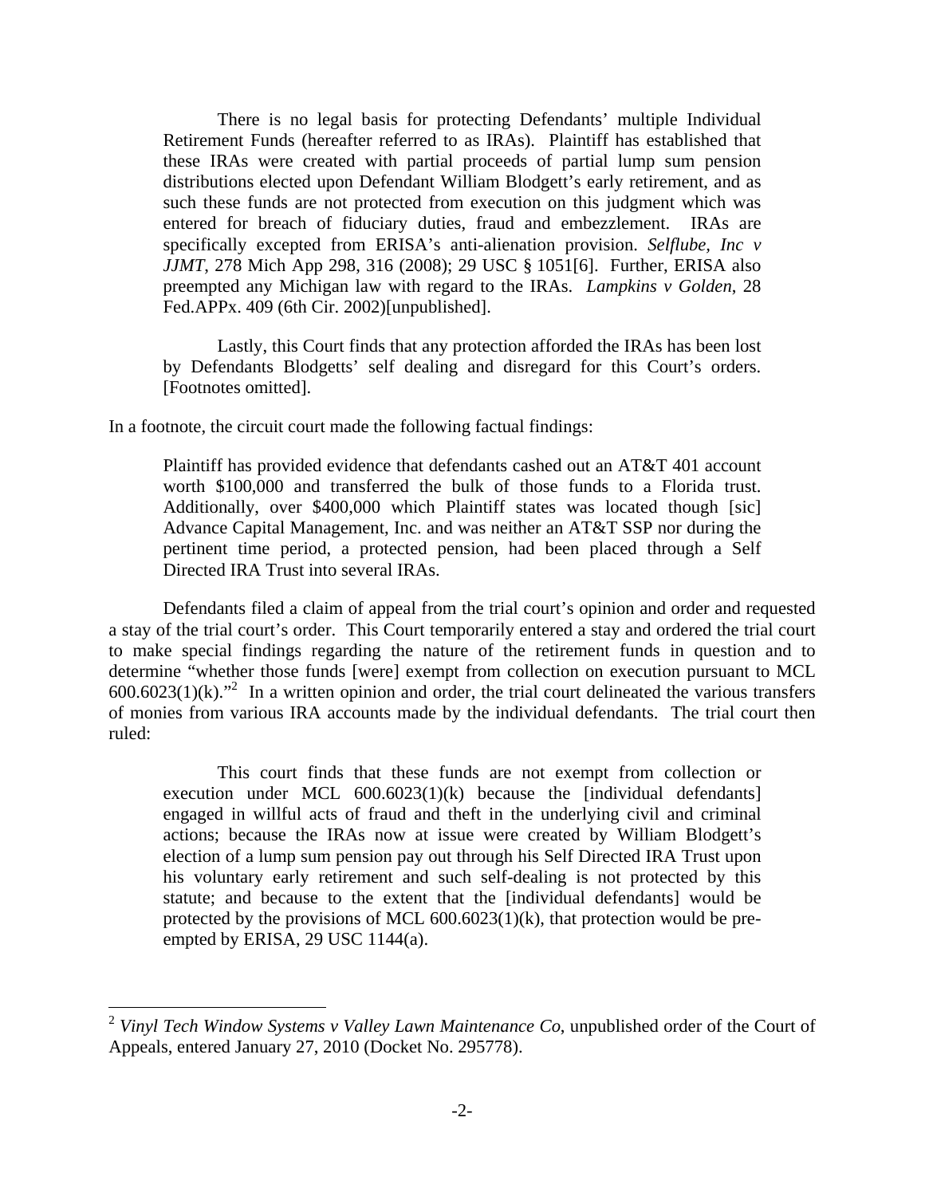> There is no legal basis for protecting Defendants' multiple Individual Retirement Funds (hereafter referred to as IRAs). Plaintiff has established that these IRAs were created with partial proceeds of partial lump sum pension distributions elected upon Defendant William Blodgett's early retirement, and as such these funds are not protected from execution on this judgment which was entered for breach of fiduciary duties, fraud and embezzlement. IRAs are specifically excepted from ERISA's anti-alienation provision. *Selflube, Inc v JJMT*, 278 Mich App 298, 316 (2008); 29 USC § 1051[6]. Further, ERISA also preempted any Michigan law with regard to the IRAs. *Lampkins v Golden*, 28 Fed.APPx. 409 (6th Cir. 2002)[unpublished].
>
> Lastly, this Court finds that any protection afforded the IRAs has been lost by Defendants Blodgetts' self dealing and disregard for this Court's orders. [Footnotes omitted].

In a footnote, the circuit court made the following factual findings:

> Plaintiff has provided evidence that defendants cashed out an AT&T 401 account worth $100,000 and transferred the bulk of those funds to a Florida trust. Additionally, over $400,000 which Plaintiff states was located though [sic] Advance Capital Management, Inc. and was neither an AT&T SSP nor during the pertinent time period, a protected pension, had been placed through a Self Directed IRA Trust into several IRAs.

Defendants filed a claim of appeal from the trial court's opinion and order and requested a stay of the trial court's order. This Court temporarily entered a stay and ordered the trial court to make special findings regarding the nature of the retirement funds in question and to determine "whether those funds [were] exempt from collection on execution pursuant to MCL 600.6023(1)(k)."[2] In a written opinion and order, the trial court delineated the various transfers of monies from various IRA accounts made by the individual defendants. The trial court then ruled:

> This court finds that these funds are not exempt from collection or execution under MCL 600.6023(1)(k) because the [individual defendants] engaged in willful acts of fraud and theft in the underlying civil and criminal actions; because the IRAs now at issue were created by William Blodgett's election of a lump sum pension pay out through his Self Directed IRA Trust upon his voluntary early retirement and such self-dealing is not protected by this statute; and because to the extent that the [individual defendants] would be protected by the provisions of MCL 600.6023(1)(k), that protection would be pre-empted by ERISA, 29 USC 1144(a).

[2] *Vinyl Tech Window Systems v Valley Lawn Maintenance Co*, unpublished order of the Court of Appeals, entered January 27, 2010 (Docket No. 295778).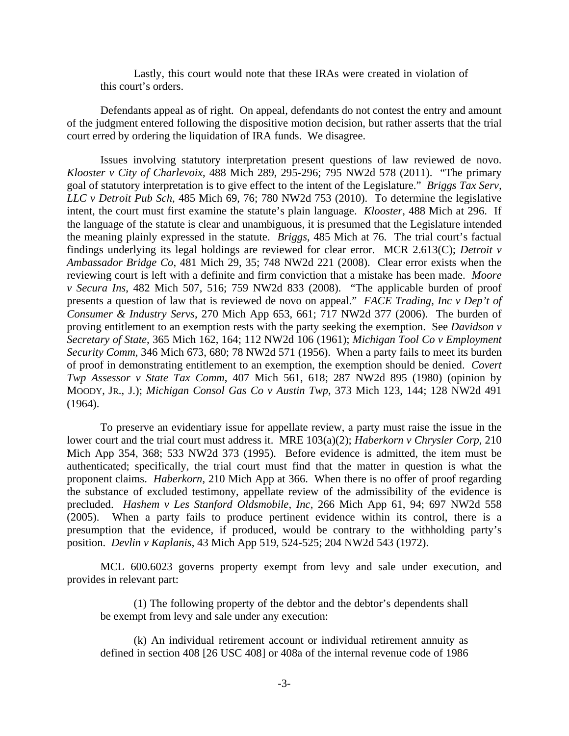> Lastly, this court would note that these IRAs were created in violation of this court's orders.

Defendants appeal as of right. On appeal, defendants do not contest the entry and amount of the judgment entered following the dispositive motion decision, but rather asserts that the trial court erred by ordering the liquidation of IRA funds. We disagree.

Issues involving statutory interpretation present questions of law reviewed de novo. *Klooster v City of Charlevoix*, 488 Mich 289, 295-296; 795 NW2d 578 (2011). "The primary goal of statutory interpretation is to give effect to the intent of the Legislature." *Briggs Tax Serv, LLC v Detroit Pub Sch*, 485 Mich 69, 76; 780 NW2d 753 (2010). To determine the legislative intent, the court must first examine the statute's plain language. *Klooster*, 488 Mich at 296. If the language of the statute is clear and unambiguous, it is presumed that the Legislature intended the meaning plainly expressed in the statute. *Briggs*, 485 Mich at 76. The trial court's factual findings underlying its legal holdings are reviewed for clear error. MCR 2.613(C); *Detroit v Ambassador Bridge Co*, 481 Mich 29, 35; 748 NW2d 221 (2008). Clear error exists when the reviewing court is left with a definite and firm conviction that a mistake has been made. *Moore v Secura Ins*, 482 Mich 507, 516; 759 NW2d 833 (2008). "The applicable burden of proof presents a question of law that is reviewed de novo on appeal." *FACE Trading, Inc v Dep't of Consumer & Industry Servs*, 270 Mich App 653, 661; 717 NW2d 377 (2006). The burden of proving entitlement to an exemption rests with the party seeking the exemption. See *Davidson v Secretary of State*, 365 Mich 162, 164; 112 NW2d 106 (1961); *Michigan Tool Co v Employment Security Comm*, 346 Mich 673, 680; 78 NW2d 571 (1956). When a party fails to meet its burden of proof in demonstrating entitlement to an exemption, the exemption should be denied. *Covert Twp Assessor v State Tax Comm*, 407 Mich 561, 618; 287 NW2d 895 (1980) (opinion by MOODY, JR., J.); *Michigan Consol Gas Co v Austin Twp*, 373 Mich 123, 144; 128 NW2d 491 (1964).

To preserve an evidentiary issue for appellate review, a party must raise the issue in the lower court and the trial court must address it. MRE 103(a)(2); *Haberkorn v Chrysler Corp*, 210 Mich App 354, 368; 533 NW2d 373 (1995). Before evidence is admitted, the item must be authenticated; specifically, the trial court must find that the matter in question is what the proponent claims. *Haberkorn*, 210 Mich App at 366. When there is no offer of proof regarding the substance of excluded testimony, appellate review of the admissibility of the evidence is precluded. *Hashem v Les Stanford Oldsmobile, Inc*, 266 Mich App 61, 94; 697 NW2d 558 (2005). When a party fails to produce pertinent evidence within its control, there is a presumption that the evidence, if produced, would be contrary to the withholding party's position. *Devlin v Kaplanis*, 43 Mich App 519, 524-525; 204 NW2d 543 (1972).

MCL 600.6023 governs property exempt from levy and sale under execution, and provides in relevant part:

> (1) The following property of the debtor and the debtor's dependents shall be exempt from levy and sale under any execution:
>
> (k) An individual retirement account or individual retirement annuity as defined in section 408 [26 USC 408] or 408a of the internal revenue code of 1986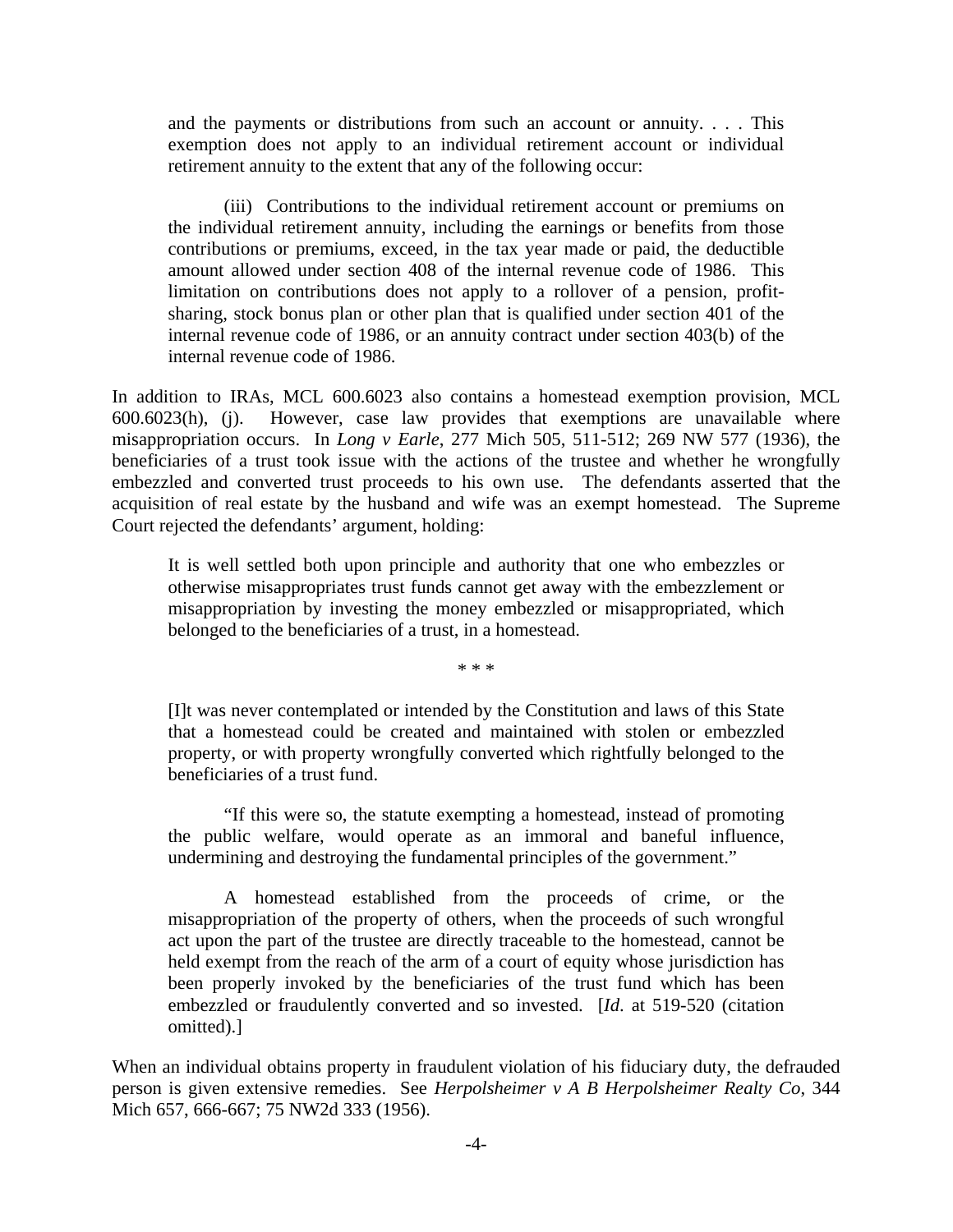> and the payments or distributions from such an account or annuity. . . . This exemption does not apply to an individual retirement account or individual retirement annuity to the extent that any of the following occur:
>
> (iii) Contributions to the individual retirement account or premiums on the individual retirement annuity, including the earnings or benefits from those contributions or premiums, exceed, in the tax year made or paid, the deductible amount allowed under section 408 of the internal revenue code of 1986. This limitation on contributions does not apply to a rollover of a pension, profit-sharing, stock bonus plan or other plan that is qualified under section 401 of the internal revenue code of 1986, or an annuity contract under section 403(b) of the internal revenue code of 1986.

In addition to IRAs, MCL 600.6023 also contains a homestead exemption provision, MCL 600.6023(h), (j). However, case law provides that exemptions are unavailable where misappropriation occurs. In *Long v Earle*, 277 Mich 505, 511-512; 269 NW 577 (1936), the beneficiaries of a trust took issue with the actions of the trustee and whether he wrongfully embezzled and converted trust proceeds to his own use. The defendants asserted that the acquisition of real estate by the husband and wife was an exempt homestead. The Supreme Court rejected the defendants' argument, holding:

> It is well settled both upon principle and authority that one who embezzles or otherwise misappropriates trust funds cannot get away with the embezzlement or misappropriation by investing the money embezzled or misappropriated, which belonged to the beneficiaries of a trust, in a homestead.
>
> \* \* \*
>
> [I]t was never contemplated or intended by the Constitution and laws of this State that a homestead could be created and maintained with stolen or embezzled property, or with property wrongfully converted which rightfully belonged to the beneficiaries of a trust fund.
>
> "If this were so, the statute exempting a homestead, instead of promoting the public welfare, would operate as an immoral and baneful influence, undermining and destroying the fundamental principles of the government."
>
> A homestead established from the proceeds of crime, or the misappropriation of the property of others, when the proceeds of such wrongful act upon the part of the trustee are directly traceable to the homestead, cannot be held exempt from the reach of the arm of a court of equity whose jurisdiction has been properly invoked by the beneficiaries of the trust fund which has been embezzled or fraudulently converted and so invested. [*Id*. at 519-520 (citation omitted).]

When an individual obtains property in fraudulent violation of his fiduciary duty, the defrauded person is given extensive remedies. See *Herpolsheimer v A B Herpolsheimer Realty Co*, 344 Mich 657, 666-667; 75 NW2d 333 (1956).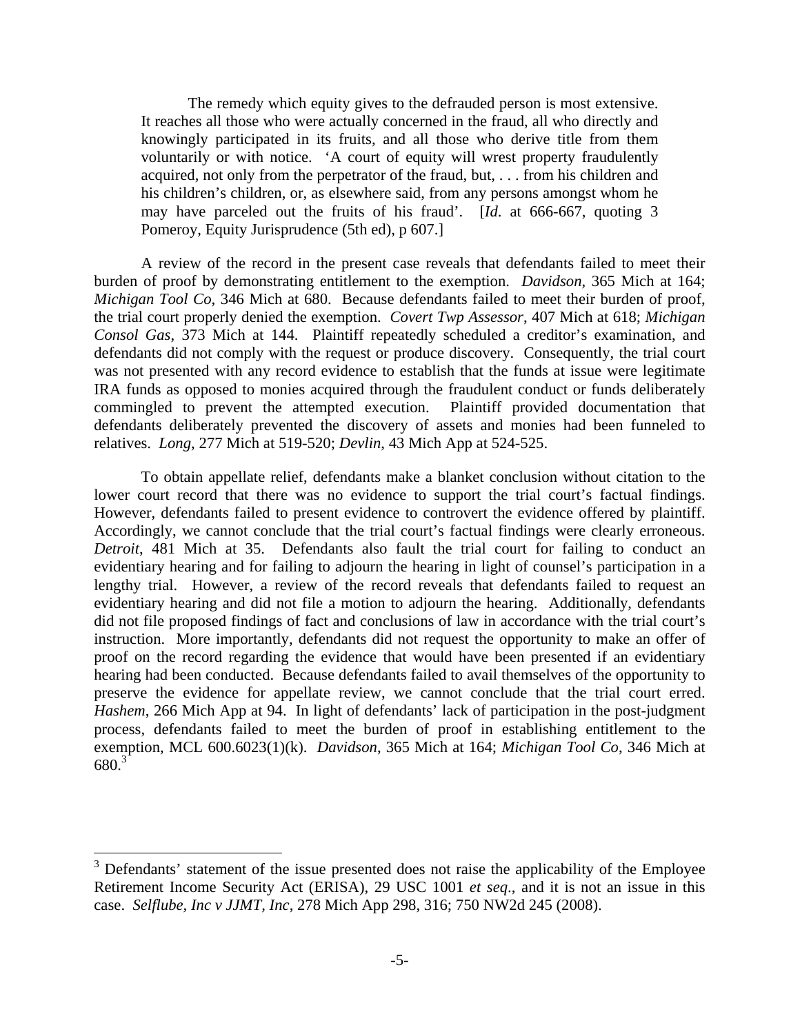> The remedy which equity gives to the defrauded person is most extensive. It reaches all those who were actually concerned in the fraud, all who directly and knowingly participated in its fruits, and all those who derive title from them voluntarily or with notice. 'A court of equity will wrest property fraudulently acquired, not only from the perpetrator of the fraud, but, . . . from his children and his children's children, or, as elsewhere said, from any persons amongst whom he may have parceled out the fruits of his fraud'. [*Id*. at 666-667, quoting 3 Pomeroy, Equity Jurisprudence (5th ed), p 607.]

A review of the record in the present case reveals that defendants failed to meet their burden of proof by demonstrating entitlement to the exemption. *Davidson*, 365 Mich at 164; *Michigan Tool Co*, 346 Mich at 680. Because defendants failed to meet their burden of proof, the trial court properly denied the exemption. *Covert Twp Assessor*, 407 Mich at 618; *Michigan Consol Gas*, 373 Mich at 144. Plaintiff repeatedly scheduled a creditor's examination, and defendants did not comply with the request or produce discovery. Consequently, the trial court was not presented with any record evidence to establish that the funds at issue were legitimate IRA funds as opposed to monies acquired through the fraudulent conduct or funds deliberately commingled to prevent the attempted execution. Plaintiff provided documentation that defendants deliberately prevented the discovery of assets and monies had been funneled to relatives. *Long*, 277 Mich at 519-520; *Devlin*, 43 Mich App at 524-525.

To obtain appellate relief, defendants make a blanket conclusion without citation to the lower court record that there was no evidence to support the trial court's factual findings. However, defendants failed to present evidence to controvert the evidence offered by plaintiff. Accordingly, we cannot conclude that the trial court's factual findings were clearly erroneous. *Detroit*, 481 Mich at 35. Defendants also fault the trial court for failing to conduct an evidentiary hearing and for failing to adjourn the hearing in light of counsel's participation in a lengthy trial. However, a review of the record reveals that defendants failed to request an evidentiary hearing and did not file a motion to adjourn the hearing. Additionally, defendants did not file proposed findings of fact and conclusions of law in accordance with the trial court's instruction. More importantly, defendants did not request the opportunity to make an offer of proof on the record regarding the evidence that would have been presented if an evidentiary hearing had been conducted. Because defendants failed to avail themselves of the opportunity to preserve the evidence for appellate review, we cannot conclude that the trial court erred. *Hashem*, 266 Mich App at 94. In light of defendants' lack of participation in the post-judgment process, defendants failed to meet the burden of proof in establishing entitlement to the exemption, MCL 600.6023(1)(k). *Davidson*, 365 Mich at 164; *Michigan Tool Co*, 346 Mich at 680.[3]

---

[3] Defendants' statement of the issue presented does not raise the applicability of the Employee Retirement Income Security Act (ERISA), 29 USC 1001 *et seq*., and it is not an issue in this case. *Selflube, Inc v JJMT, Inc*, 278 Mich App 298, 316; 750 NW2d 245 (2008).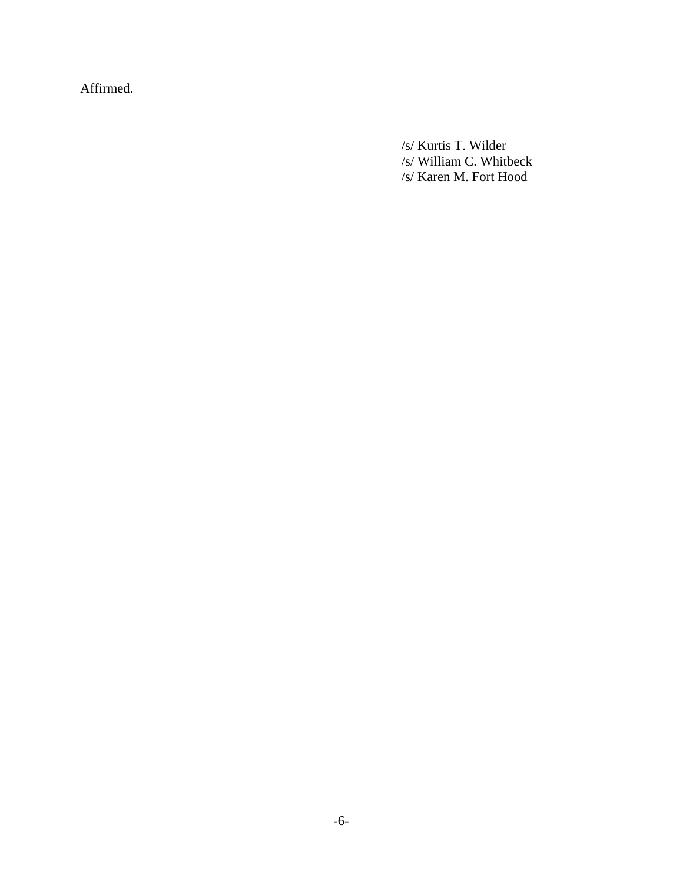Affirmed.

/s/ Kurtis T. Wilder
/s/ William C. Whitbeck
/s/ Karen M. Fort Hood